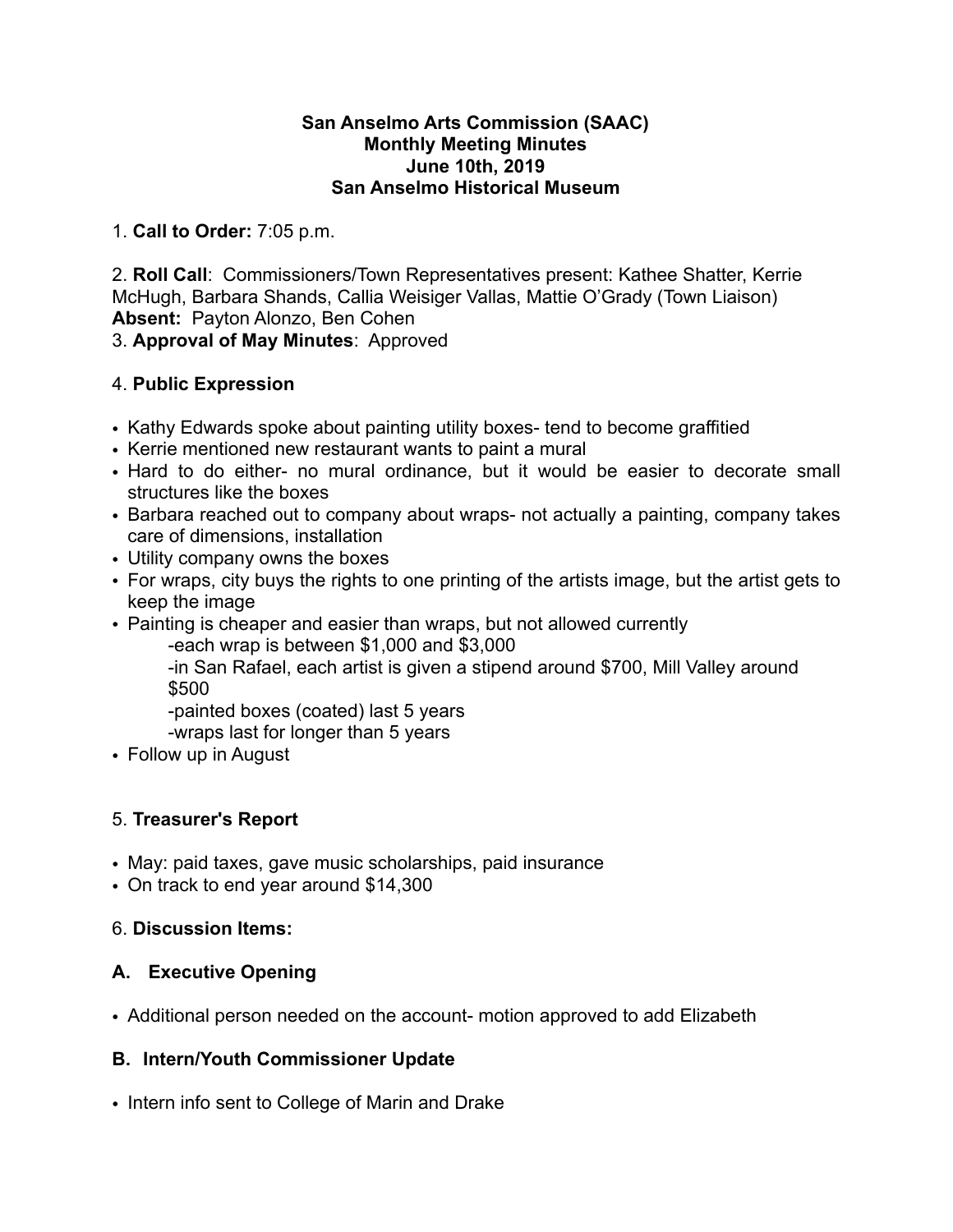**San Anselmo Arts Commission (SAAC)**
**Monthly Meeting Minutes**
**June 10th, 2019**
**San Anselmo Historical Museum**

1. **Call to Order:** 7:05 p.m.

2. **Roll Call**: Commissioners/Town Representatives present: Kathee Shatter, Kerrie McHugh, Barbara Shands, Callia Weisiger Vallas, Mattie O'Grady (Town Liaison)
**Absent:** Payton Alonzo, Ben Cohen

3. **Approval of May Minutes**: Approved

4. **Public Expression**

- Kathy Edwards spoke about painting utility boxes- tend to become graffitied
- Kerrie mentioned new restaurant wants to paint a mural
- Hard to do either- no mural ordinance, but it would be easier to decorate small structures like the boxes
- Barbara reached out to company about wraps- not actually a painting, company takes care of dimensions, installation
- Utility company owns the boxes
- For wraps, city buys the rights to one printing of the artists image, but the artist gets to keep the image
- Painting is cheaper and easier than wraps, but not allowed currently
    - -each wrap is between $1,000 and $3,000
    - -in San Rafael, each artist is given a stipend around $700, Mill Valley around $500
    - -painted boxes (coated) last 5 years
    - -wraps last for longer than 5 years
- Follow up in August

5. **Treasurer's Report**

- May: paid taxes, gave music scholarships, paid insurance
- On track to end year around $14,300

6. **Discussion Items:**

**A. Executive Opening**

- Additional person needed on the account- motion approved to add Elizabeth

**B. Intern/Youth Commissioner Update**

- Intern info sent to College of Marin and Drake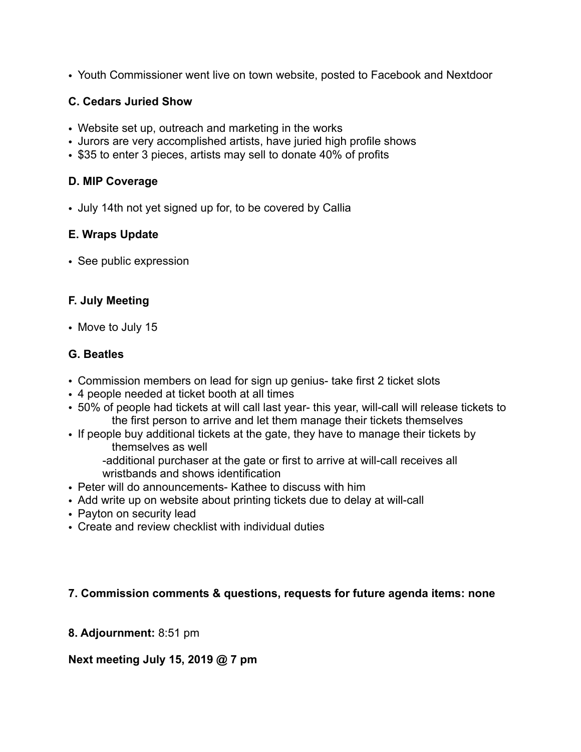- Youth Commissioner went live on town website, posted to Facebook and Nextdoor

**C. Cedars Juried Show**

- Website set up, outreach and marketing in the works
- Jurors are very accomplished artists, have juried high profile shows
- $35 to enter 3 pieces, artists may sell to donate 40% of profits

**D. MIP Coverage**

- July 14th not yet signed up for, to be covered by Callia

**E. Wraps Update**

- See public expression

**F. July Meeting**

- Move to July 15

**G. Beatles**

- Commission members on lead for sign up genius- take first 2 ticket slots
- 4 people needed at ticket booth at all times
- 50% of people had tickets at will call last year- this year, will-call will release tickets to the first person to arrive and let them manage their tickets themselves
- If people buy additional tickets at the gate, they have to manage their tickets by themselves as well
  -additional purchaser at the gate or first to arrive at will-call receives all wristbands and shows identification
- Peter will do announcements- Kathee to discuss with him
- Add write up on website about printing tickets due to delay at will-call
- Payton on security lead
- Create and review checklist with individual duties

**7. Commission comments & questions, requests for future agenda items: none**

**8. Adjournment:** 8:51 pm

**Next meeting July 15, 2019 @ 7 pm**